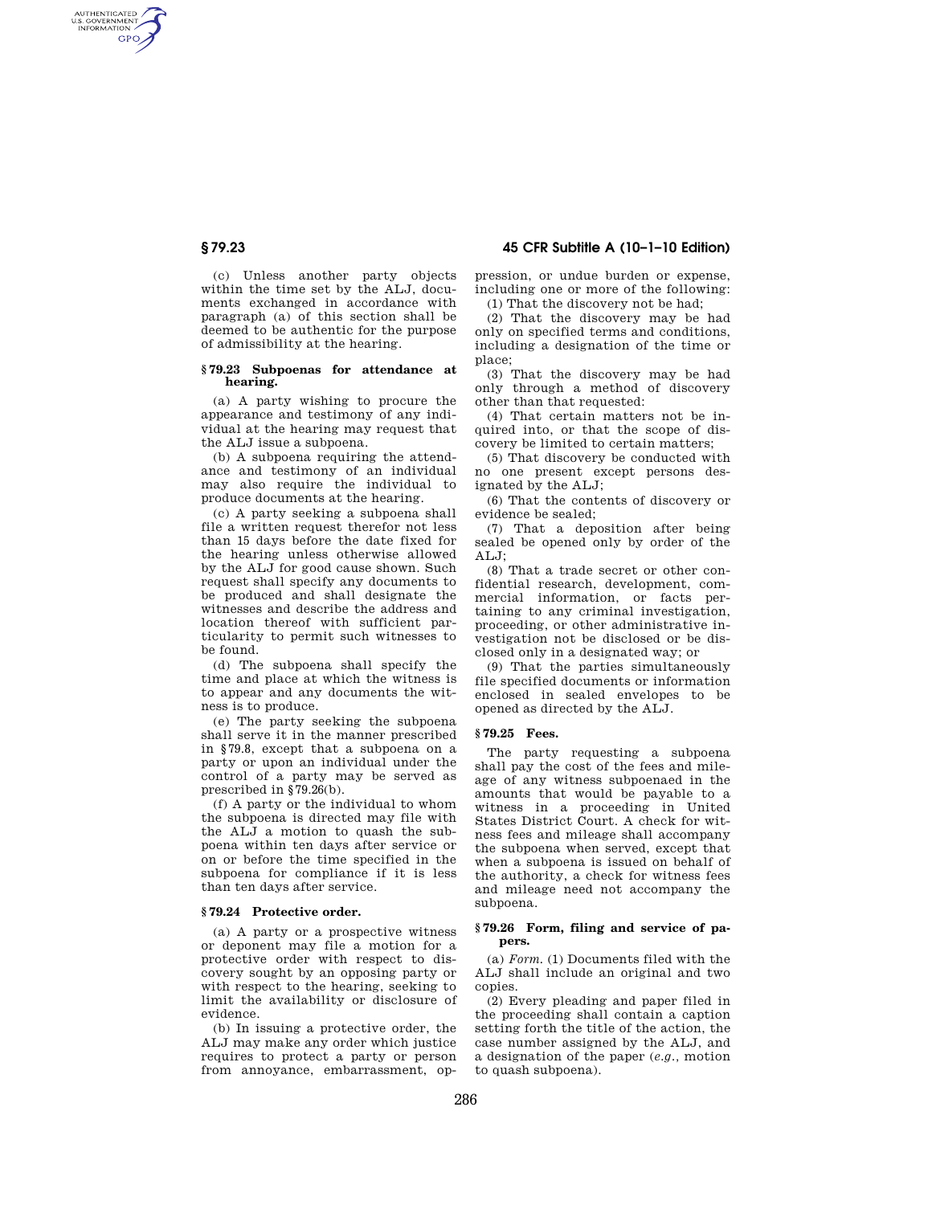(c) Unless another party objects within the time set by the ALJ, documents exchanged in accordance with paragraph (a) of this section shall be deemed to be authentic for the purpose of admissibility at the hearing.

### § 79.23 Subpoenas for attendance at hearing.

(a) A party wishing to procure the appearance and testimony of any individual at the hearing may request that the ALJ issue a subpoena.

(b) A subpoena requiring the attendance and testimony of an individual may also require the individual to produce documents at the hearing.

(c) A party seeking a subpoena shall file a written request therefor not less than 15 days before the date fixed for the hearing unless otherwise allowed by the ALJ for good cause shown. Such request shall specify any documents to be produced and shall designate the witnesses and describe the address and location thereof with sufficient particularity to permit such witnesses to be found.

(d) The subpoena shall specify the time and place at which the witness is to appear and any documents the witness is to produce.

(e) The party seeking the subpoena shall serve it in the manner prescribed in §79.8, except that a subpoena on a party or upon an individual under the control of a party may be served as prescribed in §79.26(b).

(f) A party or the individual to whom the subpoena is directed may file with the ALJ a motion to quash the subpoena within ten days after service or on or before the time specified in the subpoena for compliance if it is less than ten days after service.

### § 79.24 Protective order.

(a) A party or a prospective witness or deponent may file a motion for a protective order with respect to discovery sought by an opposing party or with respect to the hearing, seeking to limit the availability or disclosure of evidence.

(b) In issuing a protective order, the ALJ may make any order which justice requires to protect a party or person from annoyance, embarrassment, oppression, or undue burden or expense, including one or more of the following:

(1) That the discovery not be had;

(2) That the discovery may be had only on specified terms and conditions, including a designation of the time or place;

(3) That the discovery may be had only through a method of discovery other than that requested:

(4) That certain matters not be inquired into, or that the scope of discovery be limited to certain matters;

(5) That discovery be conducted with no one present except persons designated by the ALJ;

(6) That the contents of discovery or evidence be sealed;

(7) That a deposition after being sealed be opened only by order of the ALJ;

(8) That a trade secret or other confidential research, development, commercial information, or facts pertaining to any criminal investigation, proceeding, or other administrative investigation not be disclosed or be disclosed only in a designated way; or

(9) That the parties simultaneously file specified documents or information enclosed in sealed envelopes to be opened as directed by the ALJ.

### § 79.25 Fees.

The party requesting a subpoena shall pay the cost of the fees and mileage of any witness subpoenaed in the amounts that would be payable to a witness in a proceeding in United States District Court. A check for witness fees and mileage shall accompany the subpoena when served, except that when a subpoena is issued on behalf of the authority, a check for witness fees and mileage need not accompany the subpoena.

### § 79.26 Form, filing and service of papers.

(a) *Form.* (1) Documents filed with the ALJ shall include an original and two copies.

(2) Every pleading and paper filed in the proceeding shall contain a caption setting forth the title of the action, the case number assigned by the ALJ, and a designation of the paper (*e.g.*, motion to quash subpoena).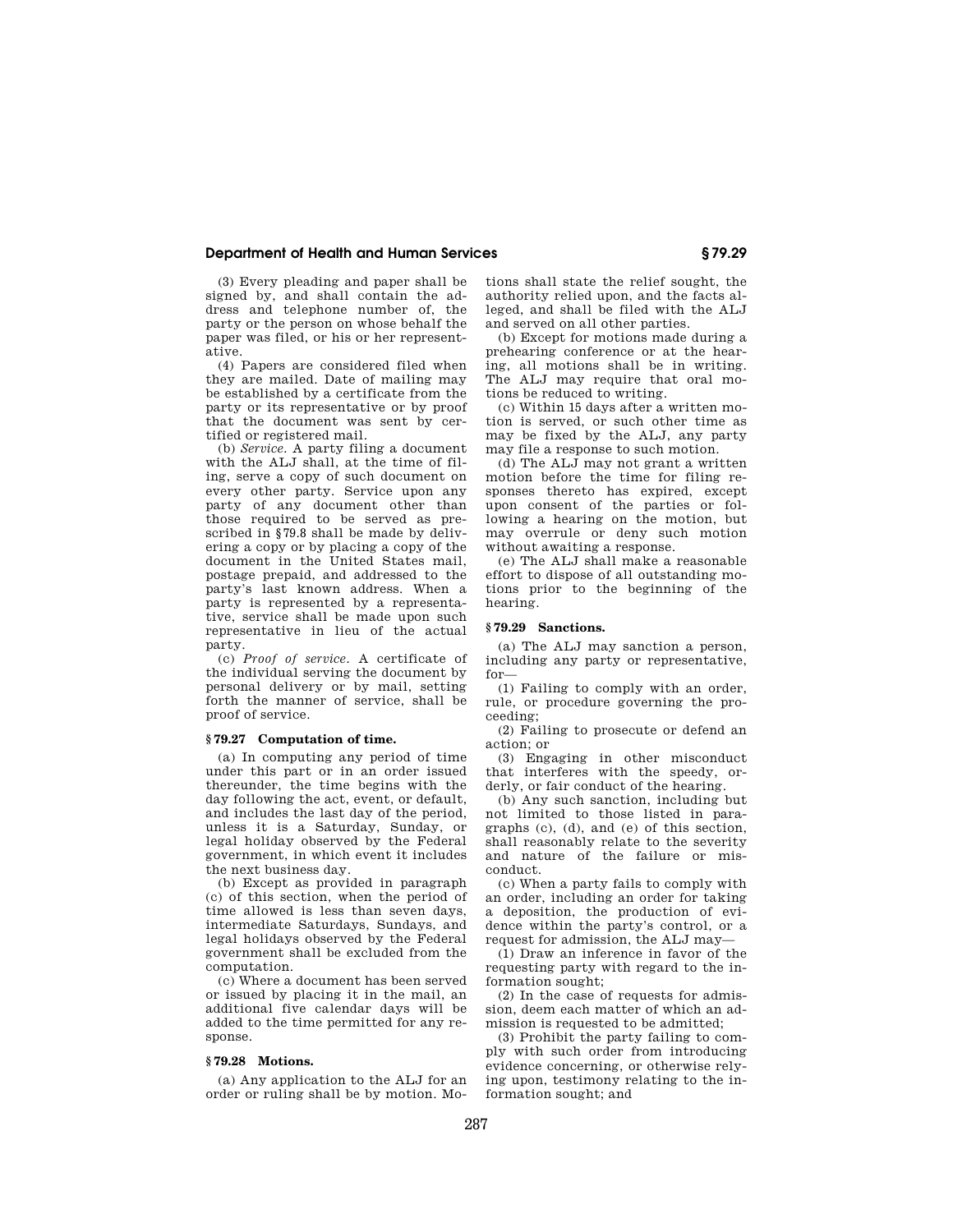(3) Every pleading and paper shall be signed by, and shall contain the address and telephone number of, the party or the person on whose behalf the paper was filed, or his or her representative.

(4) Papers are considered filed when they are mailed. Date of mailing may be established by a certificate from the party or its representative or by proof that the document was sent by certified or registered mail.

(b) *Service.* A party filing a document with the ALJ shall, at the time of filing, serve a copy of such document on every other party. Service upon any party of any document other than those required to be served as prescribed in §79.8 shall be made by delivering a copy or by placing a copy of the document in the United States mail, postage prepaid, and addressed to the party's last known address. When a party is represented by a representative, service shall be made upon such representative in lieu of the actual party.

(c) *Proof of service.* A certificate of the individual serving the document by personal delivery or by mail, setting forth the manner of service, shall be proof of service.

### § 79.27 Computation of time.

(a) In computing any period of time under this part or in an order issued thereunder, the time begins with the day following the act, event, or default, and includes the last day of the period, unless it is a Saturday, Sunday, or legal holiday observed by the Federal government, in which event it includes the next business day.

(b) Except as provided in paragraph (c) of this section, when the period of time allowed is less than seven days, intermediate Saturdays, Sundays, and legal holidays observed by the Federal government shall be excluded from the computation.

(c) Where a document has been served or issued by placing it in the mail, an additional five calendar days will be added to the time permitted for any response.

### § 79.28 Motions.

(a) Any application to the ALJ for an order or ruling shall be by motion. Motions shall state the relief sought, the authority relied upon, and the facts alleged, and shall be filed with the ALJ and served on all other parties.

(b) Except for motions made during a prehearing conference or at the hearing, all motions shall be in writing. The ALJ may require that oral motions be reduced to writing.

(c) Within 15 days after a written motion is served, or such other time as may be fixed by the ALJ, any party may file a response to such motion.

(d) The ALJ may not grant a written motion before the time for filing responses thereto has expired, except upon consent of the parties or following a hearing on the motion, but may overrule or deny such motion without awaiting a response.

(e) The ALJ shall make a reasonable effort to dispose of all outstanding motions prior to the beginning of the hearing.

### § 79.29 Sanctions.

(a) The ALJ may sanction a person, including any party or representative, for—

(1) Failing to comply with an order, rule, or procedure governing the proceeding;

(2) Failing to prosecute or defend an action; or

(3) Engaging in other misconduct that interferes with the speedy, orderly, or fair conduct of the hearing.

(b) Any such sanction, including but not limited to those listed in paragraphs (c), (d), and (e) of this section, shall reasonably relate to the severity and nature of the failure or misconduct.

(c) When a party fails to comply with an order, including an order for taking a deposition, the production of evidence within the party's control, or a request for admission, the ALJ may—

(1) Draw an inference in favor of the requesting party with regard to the information sought;

(2) In the case of requests for admission, deem each matter of which an admission is requested to be admitted;

(3) Prohibit the party failing to comply with such order from introducing evidence concerning, or otherwise relying upon, testimony relating to the information sought; and